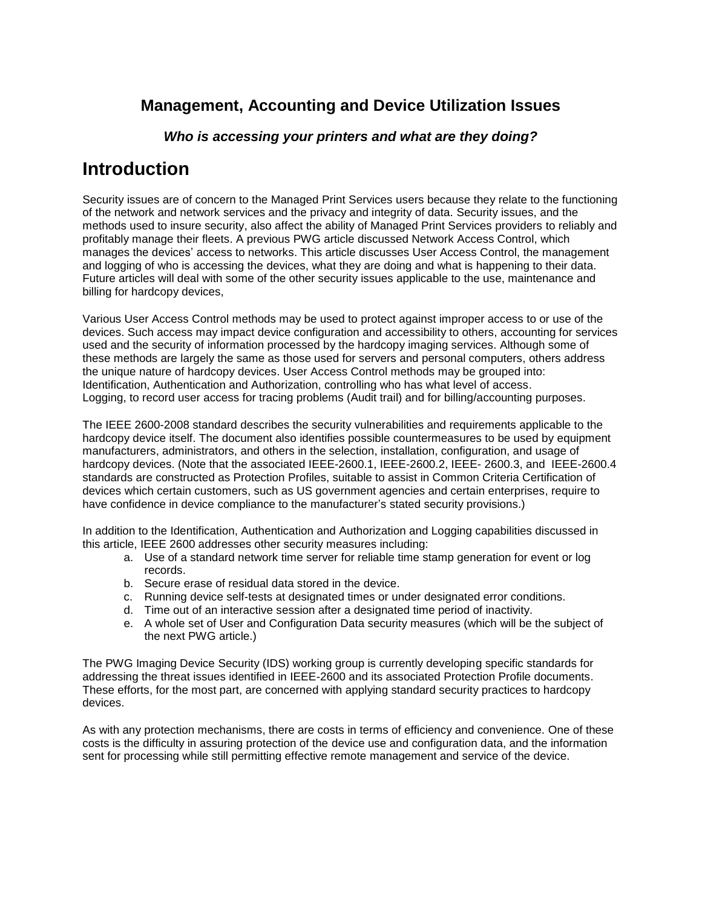## Management, Accounting and Device Utilization Issues

***Who is accessing your printers and what are they doing?***

# Introduction

Security issues are of concern to the Managed Print Services users because they relate to the functioning of the network and network services and the privacy and integrity of data. Security issues, and the methods used to insure security, also affect the ability of Managed Print Services providers to reliably and profitably manage their fleets. A previous PWG article discussed Network Access Control, which manages the devices' access to networks. This article discusses User Access Control, the management and logging of who is accessing the devices, what they are doing and what is happening to their data. Future articles will deal with some of the other security issues applicable to the use, maintenance and billing for hardcopy devices,

Various User Access Control methods may be used to protect against improper access to or use of the devices. Such access may impact device configuration and accessibility to others, accounting for services used and the security of information processed by the hardcopy imaging services. Although some of these methods are largely the same as those used for servers and personal computers, others address the unique nature of hardcopy devices. User Access Control methods may be grouped into:
Identification, Authentication and Authorization, controlling who has what level of access.
Logging, to record user access for tracing problems (Audit trail) and for billing/accounting purposes.

The IEEE 2600-2008 standard describes the security vulnerabilities and requirements applicable to the hardcopy device itself. The document also identifies possible countermeasures to be used by equipment manufacturers, administrators, and others in the selection, installation, configuration, and usage of hardcopy devices. (Note that the associated IEEE-2600.1, IEEE-2600.2, IEEE- 2600.3, and IEEE-2600.4 standards are constructed as Protection Profiles, suitable to assist in Common Criteria Certification of devices which certain customers, such as US government agencies and certain enterprises, require to have confidence in device compliance to the manufacturer's stated security provisions.)

In addition to the Identification, Authentication and Authorization and Logging capabilities discussed in this article, IEEE 2600 addresses other security measures including:

a. Use of a standard network time server for reliable time stamp generation for event or log records.
b. Secure erase of residual data stored in the device.
c. Running device self-tests at designated times or under designated error conditions.
d. Time out of an interactive session after a designated time period of inactivity.
e. A whole set of User and Configuration Data security measures (which will be the subject of the next PWG article.)

The PWG Imaging Device Security (IDS) working group is currently developing specific standards for addressing the threat issues identified in IEEE-2600 and its associated Protection Profile documents. These efforts, for the most part, are concerned with applying standard security practices to hardcopy devices.

As with any protection mechanisms, there are costs in terms of efficiency and convenience. One of these costs is the difficulty in assuring protection of the device use and configuration data, and the information sent for processing while still permitting effective remote management and service of the device.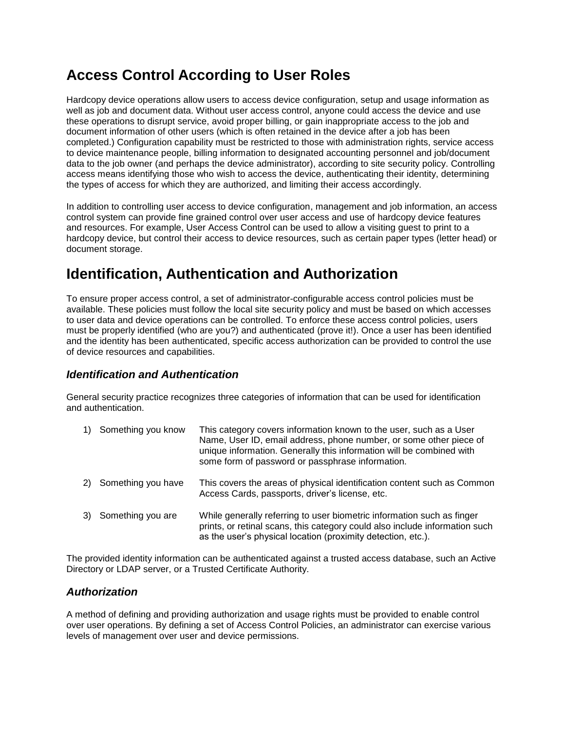# Access Control According to User Roles

Hardcopy device operations allow users to access device configuration, setup and usage information as well as job and document data. Without user access control, anyone could access the device and use these operations to disrupt service, avoid proper billing, or gain inappropriate access to the job and document information of other users (which is often retained in the device after a job has been completed.) Configuration capability must be restricted to those with administration rights, service access to device maintenance people, billing information to designated accounting personnel and job/document data to the job owner (and perhaps the device administrator), according to site security policy. Controlling access means identifying those who wish to access the device, authenticating their identity, determining the types of access for which they are authorized, and limiting their access accordingly.

In addition to controlling user access to device configuration, management and job information, an access control system can provide fine grained control over user access and use of hardcopy device features and resources. For example, User Access Control can be used to allow a visiting guest to print to a hardcopy device, but control their access to device resources, such as certain paper types (letter head) or document storage.

# Identification, Authentication and Authorization

To ensure proper access control, a set of administrator-configurable access control policies must be available. These policies must follow the local site security policy and must be based on which accesses to user data and device operations can be controlled. To enforce these access control policies, users must be properly identified (who are you?) and authenticated (prove it!). Once a user has been identified and the identity has been authenticated, specific access authorization can be provided to control the use of device resources and capabilities.

## *Identification and Authentication*

General security practice recognizes three categories of information that can be used for identification and authentication.

1) Something you know — This category covers information known to the user, such as a User Name, User ID, email address, phone number, or some other piece of unique information. Generally this information will be combined with some form of password or passphrase information.

2) Something you have — This covers the areas of physical identification content such as Common Access Cards, passports, driver's license, etc.

3) Something you are — While generally referring to user biometric information such as finger prints, or retinal scans, this category could also include information such as the user's physical location (proximity detection, etc.).

The provided identity information can be authenticated against a trusted access database, such an Active Directory or LDAP server, or a Trusted Certificate Authority.

## *Authorization*

A method of defining and providing authorization and usage rights must be provided to enable control over user operations. By defining a set of Access Control Policies, an administrator can exercise various levels of management over user and device permissions.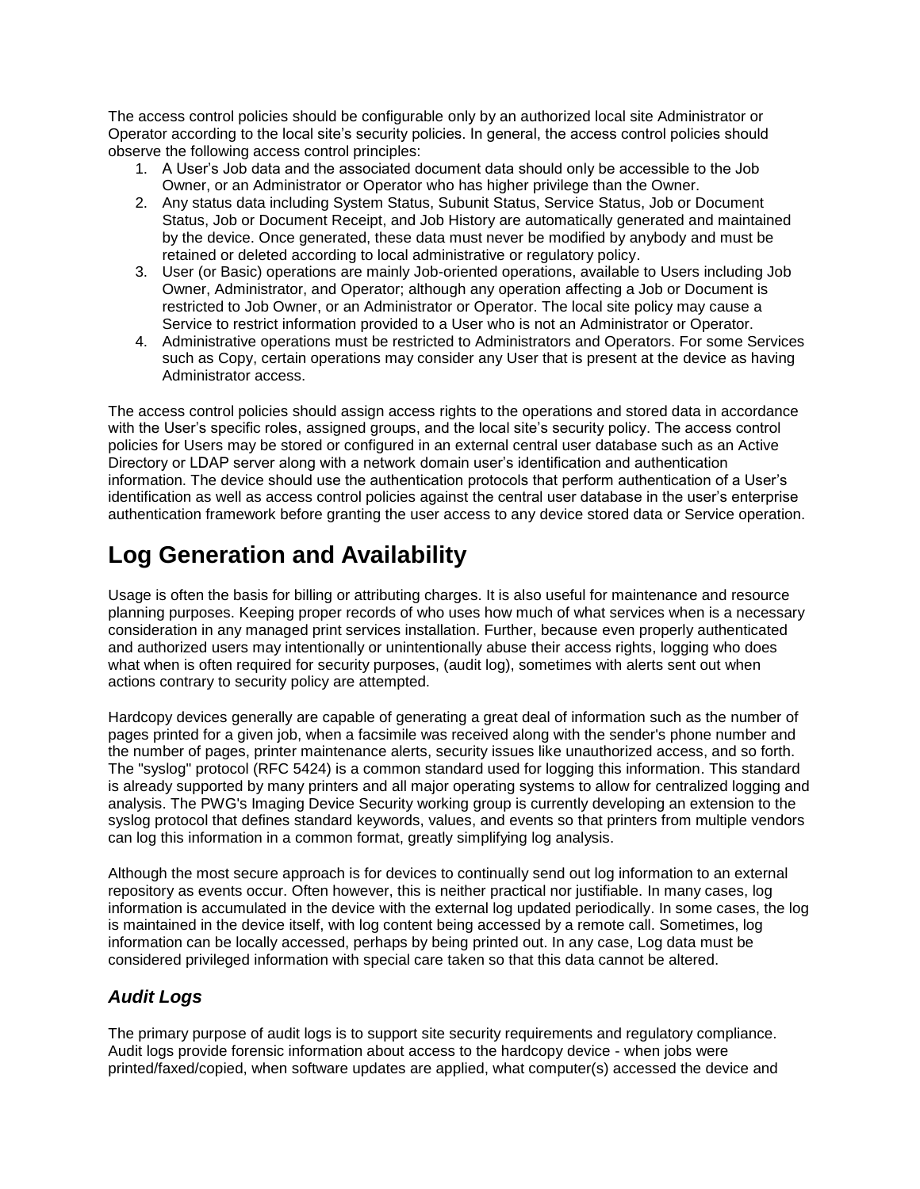The access control policies should be configurable only by an authorized local site Administrator or Operator according to the local site's security policies. In general, the access control policies should observe the following access control principles:

1. A User's Job data and the associated document data should only be accessible to the Job Owner, or an Administrator or Operator who has higher privilege than the Owner.
2. Any status data including System Status, Subunit Status, Service Status, Job or Document Status, Job or Document Receipt, and Job History are automatically generated and maintained by the device. Once generated, these data must never be modified by anybody and must be retained or deleted according to local administrative or regulatory policy.
3. User (or Basic) operations are mainly Job-oriented operations, available to Users including Job Owner, Administrator, and Operator; although any operation affecting a Job or Document is restricted to Job Owner, or an Administrator or Operator. The local site policy may cause a Service to restrict information provided to a User who is not an Administrator or Operator.
4. Administrative operations must be restricted to Administrators and Operators. For some Services such as Copy, certain operations may consider any User that is present at the device as having Administrator access.

The access control policies should assign access rights to the operations and stored data in accordance with the User's specific roles, assigned groups, and the local site's security policy. The access control policies for Users may be stored or configured in an external central user database such as an Active Directory or LDAP server along with a network domain user's identification and authentication information. The device should use the authentication protocols that perform authentication of a User's identification as well as access control policies against the central user database in the user's enterprise authentication framework before granting the user access to any device stored data or Service operation.

# Log Generation and Availability

Usage is often the basis for billing or attributing charges. It is also useful for maintenance and resource planning purposes. Keeping proper records of who uses how much of what services when is a necessary consideration in any managed print services installation. Further, because even properly authenticated and authorized users may intentionally or unintentionally abuse their access rights, logging who does what when is often required for security purposes, (audit log), sometimes with alerts sent out when actions contrary to security policy are attempted.

Hardcopy devices generally are capable of generating a great deal of information such as the number of pages printed for a given job, when a facsimile was received along with the sender's phone number and the number of pages, printer maintenance alerts, security issues like unauthorized access, and so forth. The "syslog" protocol (RFC 5424) is a common standard used for logging this information. This standard is already supported by many printers and all major operating systems to allow for centralized logging and analysis. The PWG's Imaging Device Security working group is currently developing an extension to the syslog protocol that defines standard keywords, values, and events so that printers from multiple vendors can log this information in a common format, greatly simplifying log analysis.

Although the most secure approach is for devices to continually send out log information to an external repository as events occur. Often however, this is neither practical nor justifiable. In many cases, log information is accumulated in the device with the external log updated periodically. In some cases, the log is maintained in the device itself, with log content being accessed by a remote call. Sometimes, log information can be locally accessed, perhaps by being printed out. In any case, Log data must be considered privileged information with special care taken so that this data cannot be altered.

## *Audit Logs*

The primary purpose of audit logs is to support site security requirements and regulatory compliance. Audit logs provide forensic information about access to the hardcopy device - when jobs were printed/faxed/copied, when software updates are applied, what computer(s) accessed the device and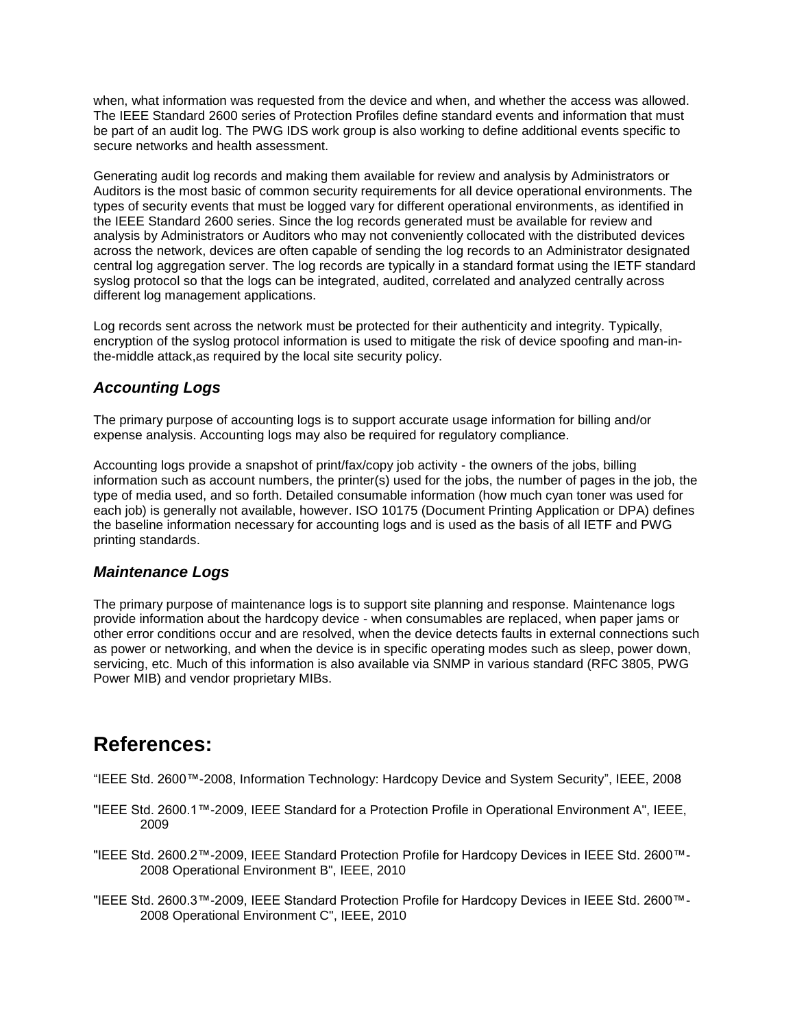when, what information was requested from the device and when, and whether the access was allowed. The IEEE Standard 2600 series of Protection Profiles define standard events and information that must be part of an audit log. The PWG IDS work group is also working to define additional events specific to secure networks and health assessment.

Generating audit log records and making them available for review and analysis by Administrators or Auditors is the most basic of common security requirements for all device operational environments. The types of security events that must be logged vary for different operational environments, as identified in the IEEE Standard 2600 series. Since the log records generated must be available for review and analysis by Administrators or Auditors who may not conveniently collocated with the distributed devices across the network, devices are often capable of sending the log records to an Administrator designated central log aggregation server. The log records are typically in a standard format using the IETF standard syslog protocol so that the logs can be integrated, audited, correlated and analyzed centrally across different log management applications.

Log records sent across the network must be protected for their authenticity and integrity. Typically, encryption of the syslog protocol information is used to mitigate the risk of device spoofing and man-in-the-middle attack,as required by the local site security policy.

### *Accounting Logs*

The primary purpose of accounting logs is to support accurate usage information for billing and/or expense analysis. Accounting logs may also be required for regulatory compliance.

Accounting logs provide a snapshot of print/fax/copy job activity - the owners of the jobs, billing information such as account numbers, the printer(s) used for the jobs, the number of pages in the job, the type of media used, and so forth. Detailed consumable information (how much cyan toner was used for each job) is generally not available, however. ISO 10175 (Document Printing Application or DPA) defines the baseline information necessary for accounting logs and is used as the basis of all IETF and PWG printing standards.

### *Maintenance Logs*

The primary purpose of maintenance logs is to support site planning and response. Maintenance logs provide information about the hardcopy device - when consumables are replaced, when paper jams or other error conditions occur and are resolved, when the device detects faults in external connections such as power or networking, and when the device is in specific operating modes such as sleep, power down, servicing, etc. Much of this information is also available via SNMP in various standard (RFC 3805, PWG Power MIB) and vendor proprietary MIBs.

## References:

“IEEE Std. 2600™-2008, Information Technology: Hardcopy Device and System Security”, IEEE, 2008

"IEEE Std. 2600.1™-2009, IEEE Standard for a Protection Profile in Operational Environment A", IEEE, 2009

"IEEE Std. 2600.2™-2009, IEEE Standard Protection Profile for Hardcopy Devices in IEEE Std. 2600™-2008 Operational Environment B", IEEE, 2010

"IEEE Std. 2600.3™-2009, IEEE Standard Protection Profile for Hardcopy Devices in IEEE Std. 2600™-2008 Operational Environment C", IEEE, 2010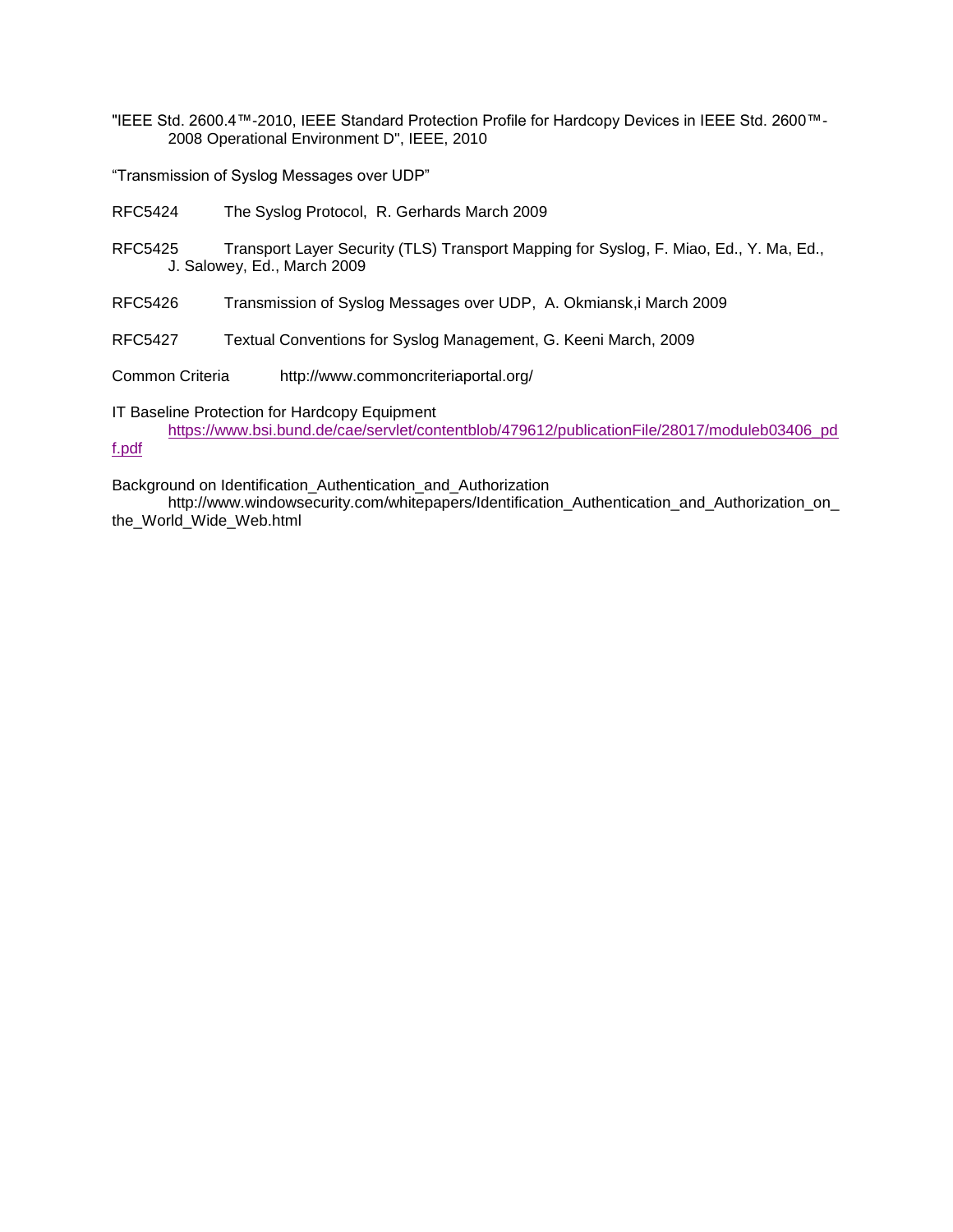"IEEE Std. 2600.4™-2010, IEEE Standard Protection Profile for Hardcopy Devices in IEEE Std. 2600™-2008 Operational Environment D", IEEE, 2010

“Transmission of Syslog Messages over UDP”

RFC5424 The Syslog Protocol, R. Gerhards March 2009

RFC5425 Transport Layer Security (TLS) Transport Mapping for Syslog, F. Miao, Ed., Y. Ma, Ed., J. Salowey, Ed., March 2009

RFC5426 Transmission of Syslog Messages over UDP, A. Okmiansk,i March 2009

RFC5427 Textual Conventions for Syslog Management, G. Keeni March, 2009

Common Criteria http://www.commoncriteriaportal.org/

IT Baseline Protection for Hardcopy Equipment
https://www.bsi.bund.de/cae/servlet/contentblob/479612/publicationFile/28017/moduleb03406_pdf.pdf

Background on Identification_Authentication_and_Authorization
http://www.windowsecurity.com/whitepapers/Identification_Authentication_and_Authorization_on_the_World_Wide_Web.html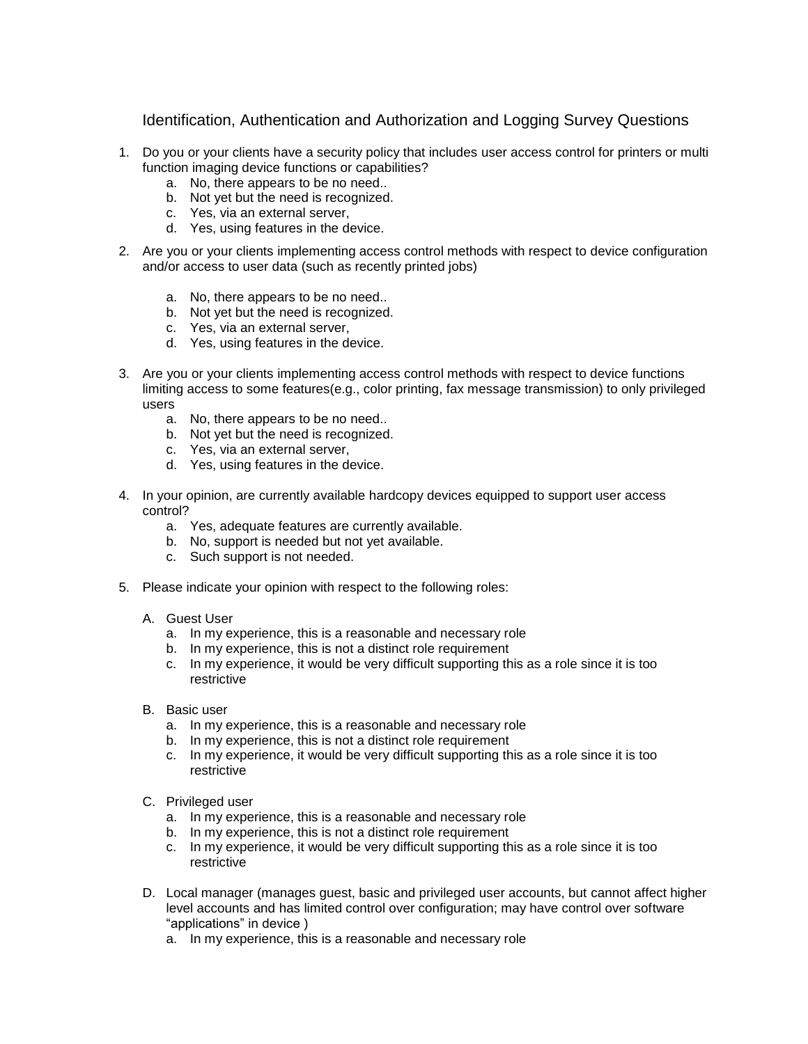## Identification, Authentication and Authorization and Logging Survey Questions

1. Do you or your clients have a security policy that includes user access control for printers or multi function imaging device functions or capabilities?
    a. No, there appears to be no need..
    b. Not yet but the need is recognized.
    c. Yes, via an external server,
    d. Yes, using features in the device.

2. Are you or your clients implementing access control methods with respect to device configuration and/or access to user data (such as recently printed jobs)

    a. No, there appears to be no need..
    b. Not yet but the need is recognized.
    c. Yes, via an external server,
    d. Yes, using features in the device.

3. Are you or your clients implementing access control methods with respect to device functions limiting access to some features(e.g., color printing, fax message transmission) to only privileged users
    a. No, there appears to be no need..
    b. Not yet but the need is recognized.
    c. Yes, via an external server,
    d. Yes, using features in the device.

4. In your opinion, are currently available hardcopy devices equipped to support user access control?
    a. Yes, adequate features are currently available.
    b. No, support is needed but not yet available.
    c. Such support is not needed.

5. Please indicate your opinion with respect to the following roles:

    A. Guest User
        a. In my experience, this is a reasonable and necessary role
        b. In my experience, this is not a distinct role requirement
        c. In my experience, it would be very difficult supporting this as a role since it is too restrictive

    B. Basic user
        a. In my experience, this is a reasonable and necessary role
        b. In my experience, this is not a distinct role requirement
        c. In my experience, it would be very difficult supporting this as a role since it is too restrictive

    C. Privileged user
        a. In my experience, this is a reasonable and necessary role
        b. In my experience, this is not a distinct role requirement
        c. In my experience, it would be very difficult supporting this as a role since it is too restrictive

    D. Local manager (manages guest, basic and privileged user accounts, but cannot affect higher level accounts and has limited control over configuration; may have control over software "applications" in device )
        a. In my experience, this is a reasonable and necessary role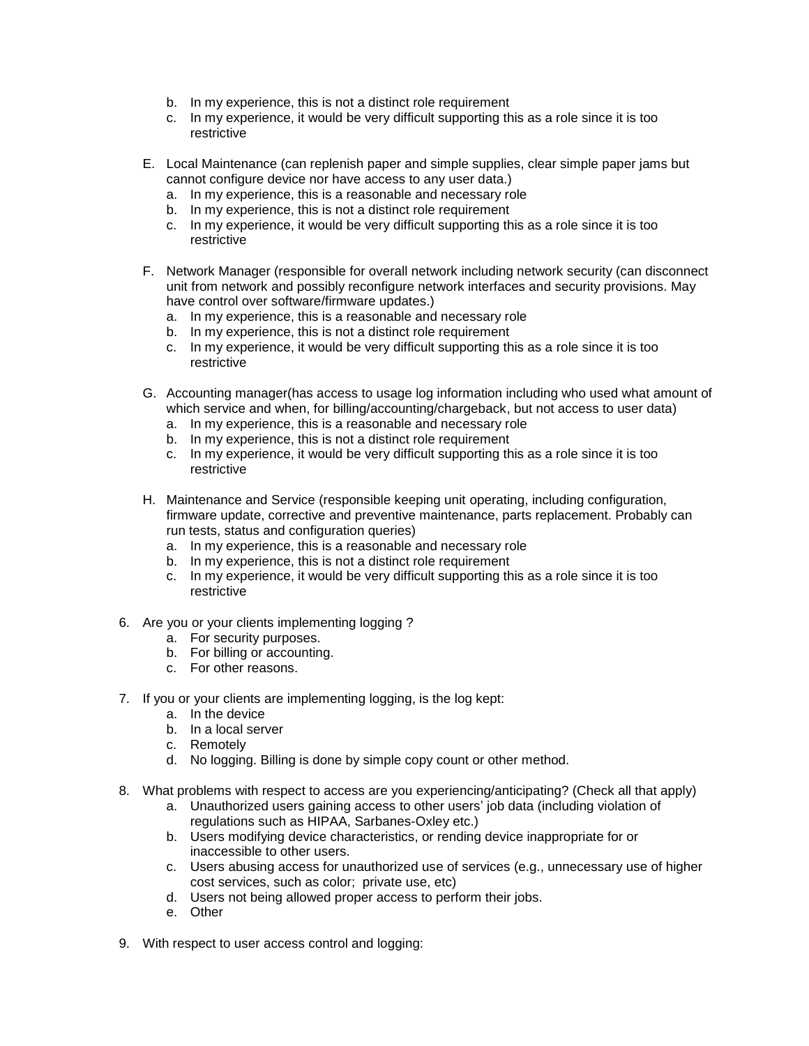b. In my experience, this is not a distinct role requirement
   c. In my experience, it would be very difficult supporting this as a role since it is too restrictive

E. Local Maintenance (can replenish paper and simple supplies, clear simple paper jams but cannot configure device nor have access to any user data.)
   a. In my experience, this is a reasonable and necessary role
   b. In my experience, this is not a distinct role requirement
   c. In my experience, it would be very difficult supporting this as a role since it is too restrictive

F. Network Manager (responsible for overall network including network security (can disconnect unit from network and possibly reconfigure network interfaces and security provisions. May have control over software/firmware updates.)
   a. In my experience, this is a reasonable and necessary role
   b. In my experience, this is not a distinct role requirement
   c. In my experience, it would be very difficult supporting this as a role since it is too restrictive

G. Accounting manager(has access to usage log information including who used what amount of which service and when, for billing/accounting/chargeback, but not access to user data)
   a. In my experience, this is a reasonable and necessary role
   b. In my experience, this is not a distinct role requirement
   c. In my experience, it would be very difficult supporting this as a role since it is too restrictive

H. Maintenance and Service (responsible keeping unit operating, including configuration, firmware update, corrective and preventive maintenance, parts replacement. Probably can run tests, status and configuration queries)
   a. In my experience, this is a reasonable and necessary role
   b. In my experience, this is not a distinct role requirement
   c. In my experience, it would be very difficult supporting this as a role since it is too restrictive

6. Are you or your clients implementing logging ?
   a. For security purposes.
   b. For billing or accounting.
   c. For other reasons.

7. If you or your clients are implementing logging, is the log kept:
   a. In the device
   b. In a local server
   c. Remotely
   d. No logging. Billing is done by simple copy count or other method.

8. What problems with respect to access are you experiencing/anticipating? (Check all that apply)
   a. Unauthorized users gaining access to other users' job data (including violation of regulations such as HIPAA, Sarbanes-Oxley etc.)
   b. Users modifying device characteristics, or rending device inappropriate for or inaccessible to other users.
   c. Users abusing access for unauthorized use of services (e.g., unnecessary use of higher cost services, such as color; private use, etc)
   d. Users not being allowed proper access to perform their jobs.
   e. Other

9. With respect to user access control and logging: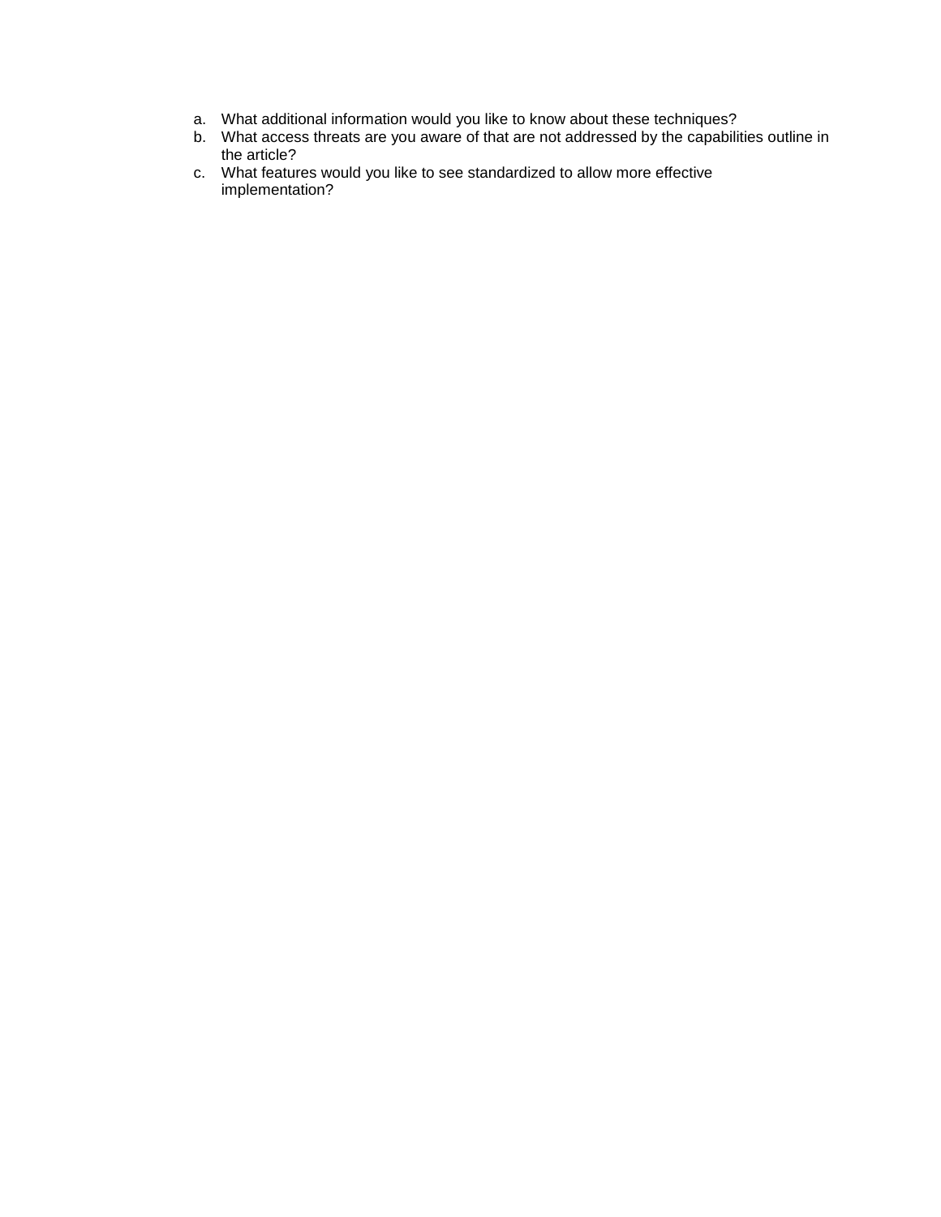a. What additional information would you like to know about these techniques?
b. What access threats are you aware of that are not addressed by the capabilities outline in the article?
c. What features would you like to see standardized to allow more effective implementation?